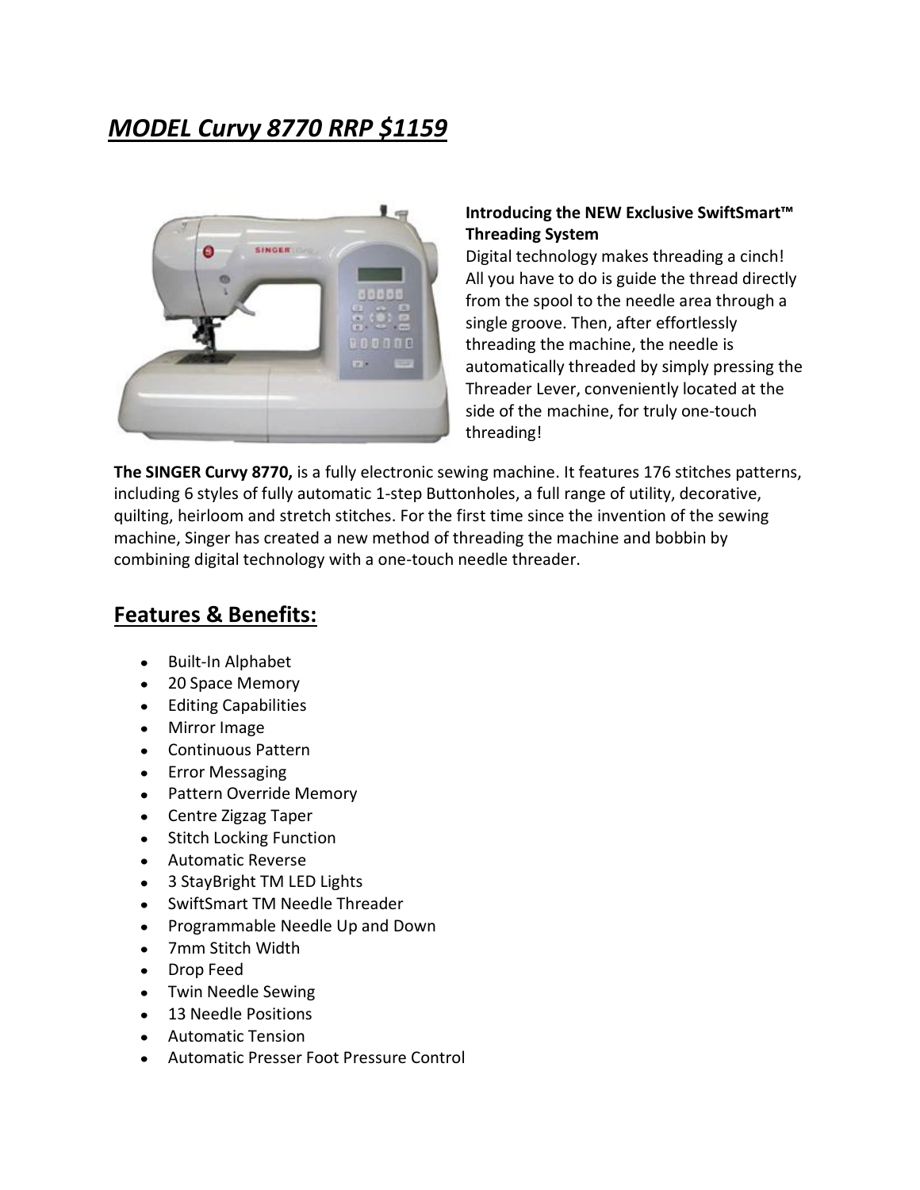# *MODEL Curvy 8770 RRP $1159*

**Introducing the NEW Exclusive SwiftSmart™ Threading System**

Digital technology makes threading a cinch! All you have to do is guide the thread directly from the spool to the needle area through a single groove. Then, after effortlessly threading the machine, the needle is automatically threaded by simply pressing the Threader Lever, conveniently located at the side of the machine, for truly one-touch threading!

**The SINGER Curvy 8770,** is a fully electronic sewing machine. It features 176 stitches patterns, including 6 styles of fully automatic 1-step Buttonholes, a full range of utility, decorative, quilting, heirloom and stretch stitches. For the first time since the invention of the sewing machine, Singer has created a new method of threading the machine and bobbin by combining digital technology with a one-touch needle threader.

## Features & Benefits:

- Built-In Alphabet
- 20 Space Memory
- Editing Capabilities
- Mirror Image
- Continuous Pattern
- Error Messaging
- Pattern Override Memory
- Centre Zigzag Taper
- Stitch Locking Function
- Automatic Reverse
- 3 StayBright TM LED Lights
- SwiftSmart TM Needle Threader
- Programmable Needle Up and Down
- 7mm Stitch Width
- Drop Feed
- Twin Needle Sewing
- 13 Needle Positions
- Automatic Tension
- Automatic Presser Foot Pressure Control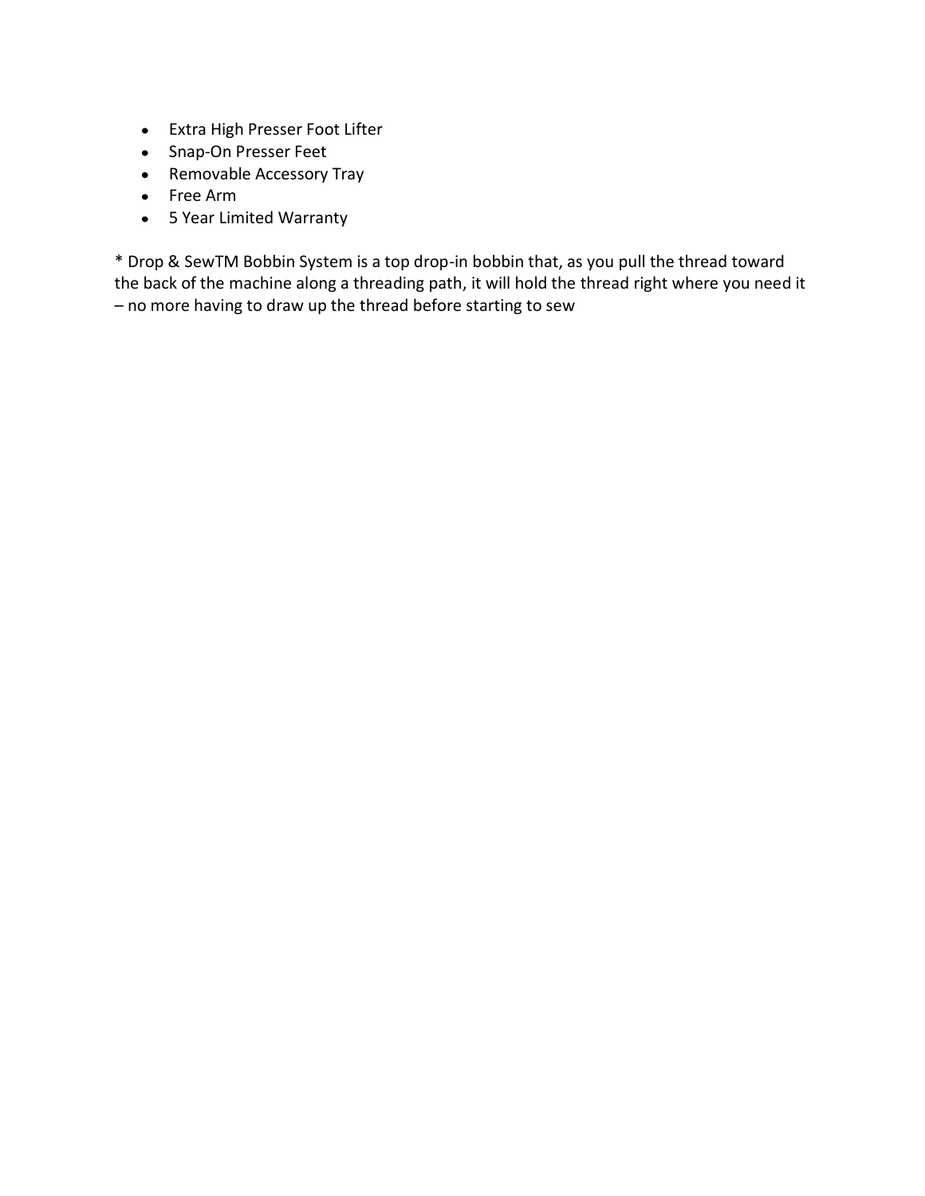- Extra High Presser Foot Lifter
- Snap-On Presser Feet
- Removable Accessory Tray
- Free Arm
- 5 Year Limited Warranty

* Drop & SewTM Bobbin System is a top drop-in bobbin that, as you pull the thread toward the back of the machine along a threading path, it will hold the thread right where you need it – no more having to draw up the thread before starting to sew